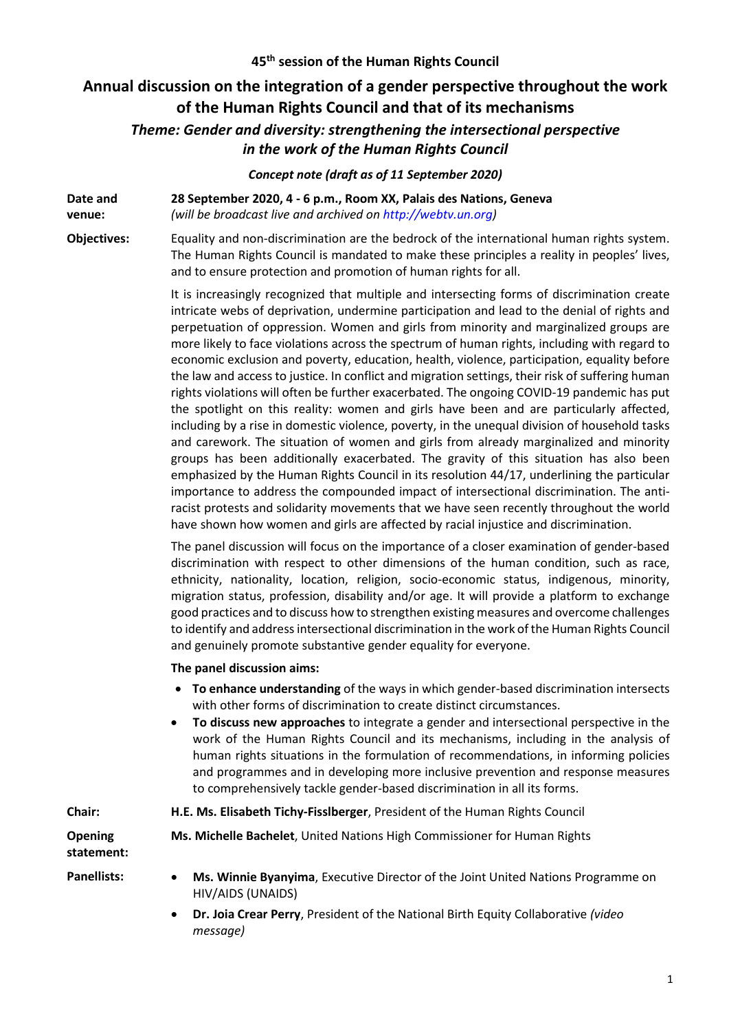**45th session of the Human Rights Council**

# Annual discussion on the integration of a gender perspective throughout the work of the Human Rights Council and that of its mechanisms

## *Theme: Gender and diversity: strengthening the intersectional perspective in the work of the Human Rights Council*

***Concept note (draft as of 11 September 2020)***

**Date and venue:** **28 September 2020, 4 - 6 p.m., Room XX, Palais des Nations, Geneva**
*(will be broadcast live and archived on http://webtv.un.org)*

**Objectives:** Equality and non-discrimination are the bedrock of the international human rights system. The Human Rights Council is mandated to make these principles a reality in peoples' lives, and to ensure protection and promotion of human rights for all.

It is increasingly recognized that multiple and intersecting forms of discrimination create intricate webs of deprivation, undermine participation and lead to the denial of rights and perpetuation of oppression. Women and girls from minority and marginalized groups are more likely to face violations across the spectrum of human rights, including with regard to economic exclusion and poverty, education, health, violence, participation, equality before the law and access to justice. In conflict and migration settings, their risk of suffering human rights violations will often be further exacerbated. The ongoing COVID-19 pandemic has put the spotlight on this reality: women and girls have been and are particularly affected, including by a rise in domestic violence, poverty, in the unequal division of household tasks and carework. The situation of women and girls from already marginalized and minority groups has been additionally exacerbated. The gravity of this situation has also been emphasized by the Human Rights Council in its resolution 44/17, underlining the particular importance to address the compounded impact of intersectional discrimination. The anti-racist protests and solidarity movements that we have seen recently throughout the world have shown how women and girls are affected by racial injustice and discrimination.

The panel discussion will focus on the importance of a closer examination of gender-based discrimination with respect to other dimensions of the human condition, such as race, ethnicity, nationality, location, religion, socio-economic status, indigenous, minority, migration status, profession, disability and/or age. It will provide a platform to exchange good practices and to discuss how to strengthen existing measures and overcome challenges to identify and address intersectional discrimination in the work of the Human Rights Council and genuinely promote substantive gender equality for everyone.

**The panel discussion aims:**

- **To enhance understanding** of the ways in which gender-based discrimination intersects with other forms of discrimination to create distinct circumstances.
- **To discuss new approaches** to integrate a gender and intersectional perspective in the work of the Human Rights Council and its mechanisms, including in the analysis of human rights situations in the formulation of recommendations, in informing policies and programmes and in developing more inclusive prevention and response measures to comprehensively tackle gender-based discrimination in all its forms.

**Chair:** **H.E. Ms. Elisabeth Tichy-Fisslberger**, President of the Human Rights Council

**Opening statement:** **Ms. Michelle Bachelet**, United Nations High Commissioner for Human Rights

**Panellists:**

- **Ms. Winnie Byanyima**, Executive Director of the Joint United Nations Programme on HIV/AIDS (UNAIDS)
- **Dr. Joia Crear Perry**, President of the National Birth Equity Collaborative *(video message)*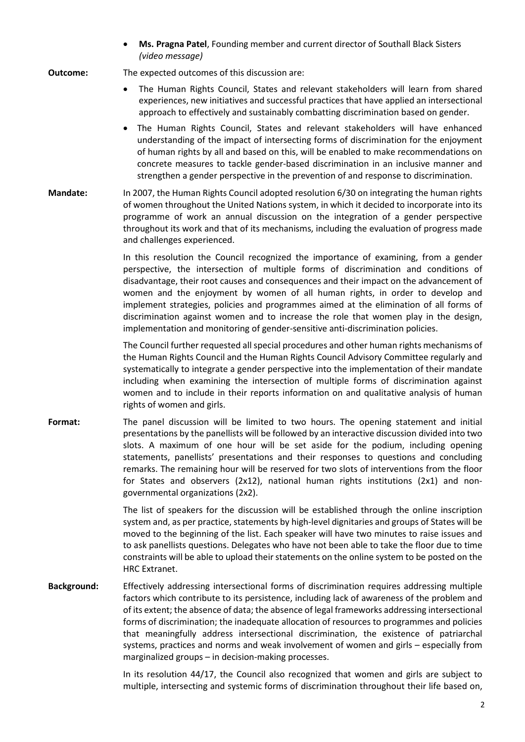- **Ms. Pragna Patel**, Founding member and current director of Southall Black Sisters *(video message)*

**Outcome:** The expected outcomes of this discussion are:

- The Human Rights Council, States and relevant stakeholders will learn from shared experiences, new initiatives and successful practices that have applied an intersectional approach to effectively and sustainably combatting discrimination based on gender.
- The Human Rights Council, States and relevant stakeholders will have enhanced understanding of the impact of intersecting forms of discrimination for the enjoyment of human rights by all and based on this, will be enabled to make recommendations on concrete measures to tackle gender-based discrimination in an inclusive manner and strengthen a gender perspective in the prevention of and response to discrimination.

**Mandate:** In 2007, the Human Rights Council adopted resolution 6/30 on integrating the human rights of women throughout the United Nations system, in which it decided to incorporate into its programme of work an annual discussion on the integration of a gender perspective throughout its work and that of its mechanisms, including the evaluation of progress made and challenges experienced.

In this resolution the Council recognized the importance of examining, from a gender perspective, the intersection of multiple forms of discrimination and conditions of disadvantage, their root causes and consequences and their impact on the advancement of women and the enjoyment by women of all human rights, in order to develop and implement strategies, policies and programmes aimed at the elimination of all forms of discrimination against women and to increase the role that women play in the design, implementation and monitoring of gender-sensitive anti-discrimination policies.

The Council further requested all special procedures and other human rights mechanisms of the Human Rights Council and the Human Rights Council Advisory Committee regularly and systematically to integrate a gender perspective into the implementation of their mandate including when examining the intersection of multiple forms of discrimination against women and to include in their reports information on and qualitative analysis of human rights of women and girls.

**Format:** The panel discussion will be limited to two hours. The opening statement and initial presentations by the panellists will be followed by an interactive discussion divided into two slots. A maximum of one hour will be set aside for the podium, including opening statements, panellists' presentations and their responses to questions and concluding remarks. The remaining hour will be reserved for two slots of interventions from the floor for States and observers (2x12), national human rights institutions (2x1) and non-governmental organizations (2x2).

The list of speakers for the discussion will be established through the online inscription system and, as per practice, statements by high-level dignitaries and groups of States will be moved to the beginning of the list. Each speaker will have two minutes to raise issues and to ask panellists questions. Delegates who have not been able to take the floor due to time constraints will be able to upload their statements on the online system to be posted on the HRC Extranet.

**Background:** Effectively addressing intersectional forms of discrimination requires addressing multiple factors which contribute to its persistence, including lack of awareness of the problem and of its extent; the absence of data; the absence of legal frameworks addressing intersectional forms of discrimination; the inadequate allocation of resources to programmes and policies that meaningfully address intersectional discrimination, the existence of patriarchal systems, practices and norms and weak involvement of women and girls – especially from marginalized groups – in decision-making processes.

In its resolution 44/17, the Council also recognized that women and girls are subject to multiple, intersecting and systemic forms of discrimination throughout their life based on,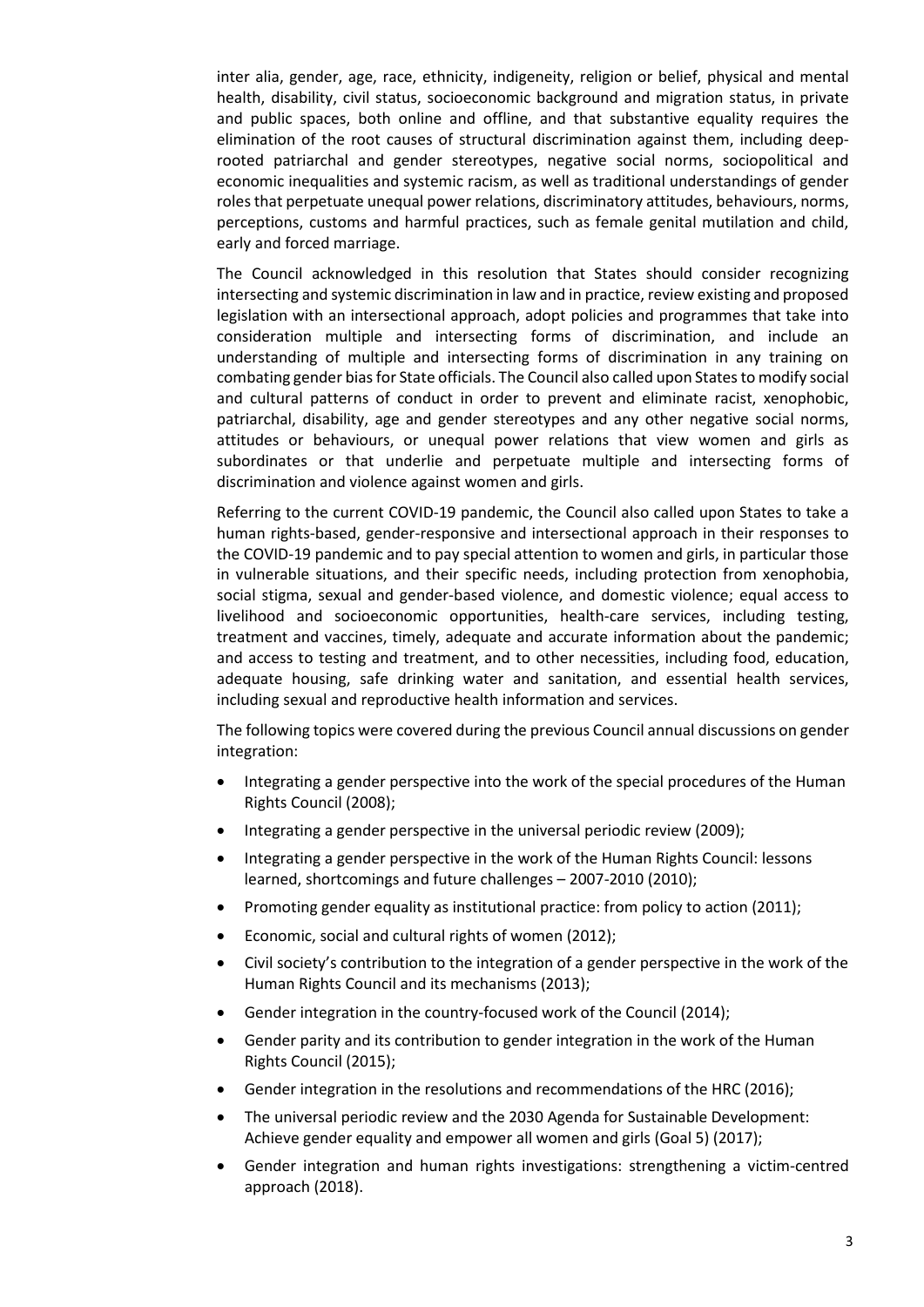inter alia, gender, age, race, ethnicity, indigeneity, religion or belief, physical and mental health, disability, civil status, socioeconomic background and migration status, in private and public spaces, both online and offline, and that substantive equality requires the elimination of the root causes of structural discrimination against them, including deep-rooted patriarchal and gender stereotypes, negative social norms, sociopolitical and economic inequalities and systemic racism, as well as traditional understandings of gender roles that perpetuate unequal power relations, discriminatory attitudes, behaviours, norms, perceptions, customs and harmful practices, such as female genital mutilation and child, early and forced marriage.

The Council acknowledged in this resolution that States should consider recognizing intersecting and systemic discrimination in law and in practice, review existing and proposed legislation with an intersectional approach, adopt policies and programmes that take into consideration multiple and intersecting forms of discrimination, and include an understanding of multiple and intersecting forms of discrimination in any training on combating gender bias for State officials. The Council also called upon States to modify social and cultural patterns of conduct in order to prevent and eliminate racist, xenophobic, patriarchal, disability, age and gender stereotypes and any other negative social norms, attitudes or behaviours, or unequal power relations that view women and girls as subordinates or that underlie and perpetuate multiple and intersecting forms of discrimination and violence against women and girls.

Referring to the current COVID-19 pandemic, the Council also called upon States to take a human rights-based, gender-responsive and intersectional approach in their responses to the COVID-19 pandemic and to pay special attention to women and girls, in particular those in vulnerable situations, and their specific needs, including protection from xenophobia, social stigma, sexual and gender-based violence, and domestic violence; equal access to livelihood and socioeconomic opportunities, health-care services, including testing, treatment and vaccines, timely, adequate and accurate information about the pandemic; and access to testing and treatment, and to other necessities, including food, education, adequate housing, safe drinking water and sanitation, and essential health services, including sexual and reproductive health information and services.

The following topics were covered during the previous Council annual discussions on gender integration:

- Integrating a gender perspective into the work of the special procedures of the Human Rights Council (2008);
- Integrating a gender perspective in the universal periodic review (2009);
- Integrating a gender perspective in the work of the Human Rights Council: lessons learned, shortcomings and future challenges – 2007-2010 (2010);
- Promoting gender equality as institutional practice: from policy to action (2011);
- Economic, social and cultural rights of women (2012);
- Civil society's contribution to the integration of a gender perspective in the work of the Human Rights Council and its mechanisms (2013);
- Gender integration in the country-focused work of the Council (2014);
- Gender parity and its contribution to gender integration in the work of the Human Rights Council (2015);
- Gender integration in the resolutions and recommendations of the HRC (2016);
- The universal periodic review and the 2030 Agenda for Sustainable Development: Achieve gender equality and empower all women and girls (Goal 5) (2017);
- Gender integration and human rights investigations: strengthening a victim-centred approach (2018).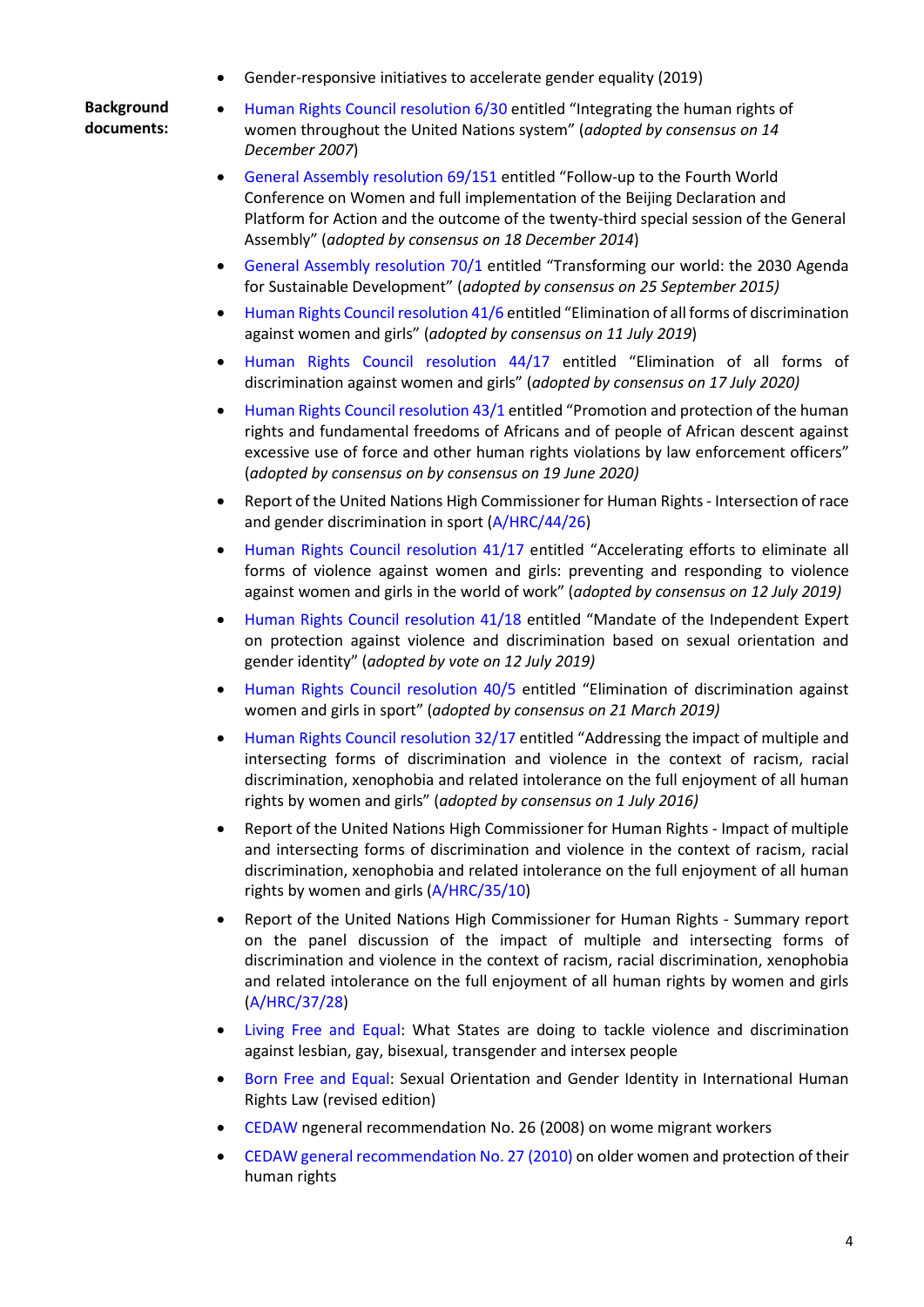- Gender-responsive initiatives to accelerate gender equality (2019)

**Background documents:**

- Human Rights Council resolution 6/30 entitled "Integrating the human rights of women throughout the United Nations system" (*adopted by consensus on 14 December 2007*)
- General Assembly resolution 69/151 entitled "Follow-up to the Fourth World Conference on Women and full implementation of the Beijing Declaration and Platform for Action and the outcome of the twenty-third special session of the General Assembly" (*adopted by consensus on 18 December 2014*)
- General Assembly resolution 70/1 entitled "Transforming our world: the 2030 Agenda for Sustainable Development" (*adopted by consensus on 25 September 2015)*
- Human Rights Council resolution 41/6 entitled "Elimination of all forms of discrimination against women and girls" (*adopted by consensus on 11 July 2019*)
- Human Rights Council resolution 44/17 entitled "Elimination of all forms of discrimination against women and girls" (*adopted by consensus on 17 July 2020)*
- Human Rights Council resolution 43/1 entitled "Promotion and protection of the human rights and fundamental freedoms of Africans and of people of African descent against excessive use of force and other human rights violations by law enforcement officers" (*adopted by consensus on by consensus on 19 June 2020)*
- Report of the United Nations High Commissioner for Human Rights - Intersection of race and gender discrimination in sport (A/HRC/44/26)
- Human Rights Council resolution 41/17 entitled "Accelerating efforts to eliminate all forms of violence against women and girls: preventing and responding to violence against women and girls in the world of work" (*adopted by consensus on 12 July 2019)*
- Human Rights Council resolution 41/18 entitled "Mandate of the Independent Expert on protection against violence and discrimination based on sexual orientation and gender identity" (*adopted by vote on 12 July 2019)*
- Human Rights Council resolution 40/5 entitled "Elimination of discrimination against women and girls in sport" (*adopted by consensus on 21 March 2019)*
- Human Rights Council resolution 32/17 entitled "Addressing the impact of multiple and intersecting forms of discrimination and violence in the context of racism, racial discrimination, xenophobia and related intolerance on the full enjoyment of all human rights by women and girls" (*adopted by consensus on 1 July 2016)*
- Report of the United Nations High Commissioner for Human Rights - Impact of multiple and intersecting forms of discrimination and violence in the context of racism, racial discrimination, xenophobia and related intolerance on the full enjoyment of all human rights by women and girls (A/HRC/35/10)
- Report of the United Nations High Commissioner for Human Rights - Summary report on the panel discussion of the impact of multiple and intersecting forms of discrimination and violence in the context of racism, racial discrimination, xenophobia and related intolerance on the full enjoyment of all human rights by women and girls (A/HRC/37/28)
- Living Free and Equal: What States are doing to tackle violence and discrimination against lesbian, gay, bisexual, transgender and intersex people
- Born Free and Equal: Sexual Orientation and Gender Identity in International Human Rights Law (revised edition)
- CEDAW ngeneral recommendation No. 26 (2008) on wome migrant workers
- CEDAW general recommendation No. 27 (2010) on older women and protection of their human rights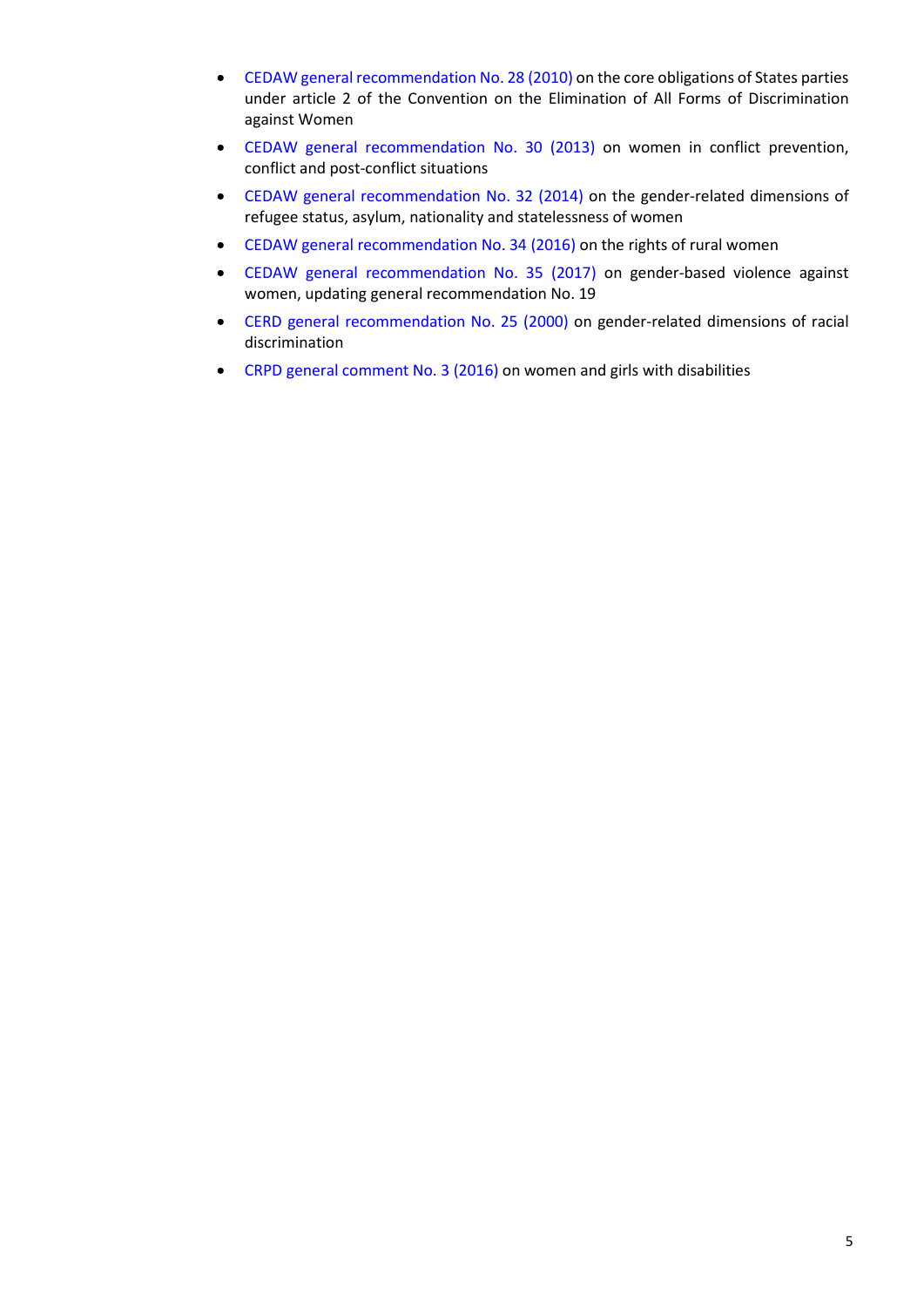- CEDAW general recommendation No. 28 (2010) on the core obligations of States parties under article 2 of the Convention on the Elimination of All Forms of Discrimination against Women
- CEDAW general recommendation No. 30 (2013) on women in conflict prevention, conflict and post-conflict situations
- CEDAW general recommendation No. 32 (2014) on the gender-related dimensions of refugee status, asylum, nationality and statelessness of women
- CEDAW general recommendation No. 34 (2016) on the rights of rural women
- CEDAW general recommendation No. 35 (2017) on gender-based violence against women, updating general recommendation No. 19
- CERD general recommendation No. 25 (2000) on gender-related dimensions of racial discrimination
- CRPD general comment No. 3 (2016) on women and girls with disabilities